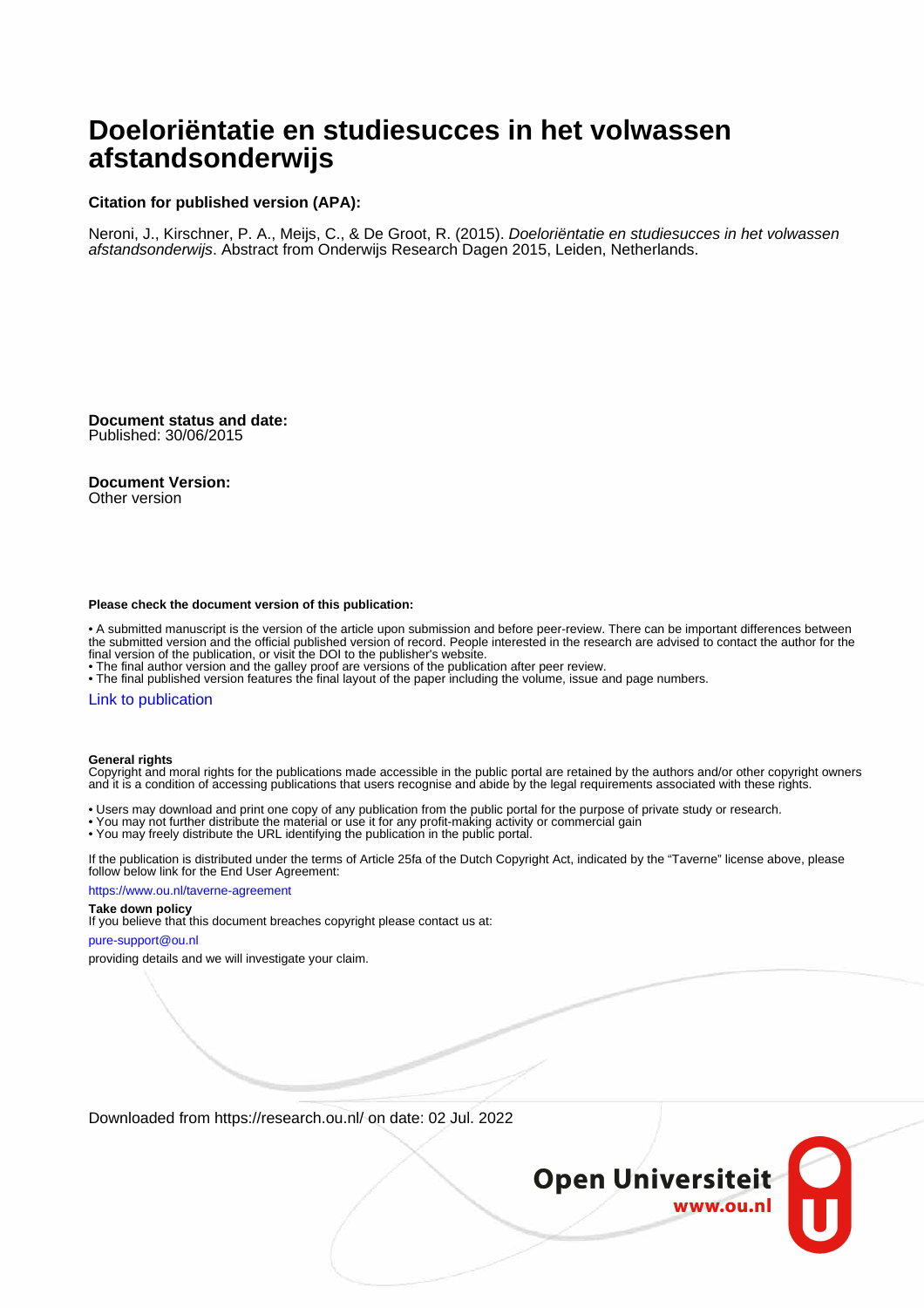# Doeloriëntatie en studiesucces in het volwassen afstandsonderwijs

**Citation for published version (APA):**

Neroni, J., Kirschner, P. A., Meijs, C., & De Groot, R. (2015). *Doeloriëntatie en studiesucces in het volwassen afstandsonderwijs*. Abstract from Onderwijs Research Dagen 2015, Leiden, Netherlands.

**Document status and date:**
Published: 30/06/2015

**Document Version:**
Other version

**Please check the document version of this publication:**

- A submitted manuscript is the version of the article upon submission and before peer-review. There can be important differences between the submitted version and the official published version of record. People interested in the research are advised to contact the author for the final version of the publication, or visit the DOI to the publisher's website.
- The final author version and the galley proof are versions of the publication after peer review.
- The final published version features the final layout of the paper including the volume, issue and page numbers.

Link to publication

**General rights**
Copyright and moral rights for the publications made accessible in the public portal are retained by the authors and/or other copyright owners and it is a condition of accessing publications that users recognise and abide by the legal requirements associated with these rights.

- Users may download and print one copy of any publication from the public portal for the purpose of private study or research.
- You may not further distribute the material or use it for any profit-making activity or commercial gain
- You may freely distribute the URL identifying the publication in the public portal.

If the publication is distributed under the terms of Article 25fa of the Dutch Copyright Act, indicated by the "Taverne" license above, please follow below link for the End User Agreement:

https://www.ou.nl/taverne-agreement

**Take down policy**
If you believe that this document breaches copyright please contact us at:

pure-support@ou.nl

providing details and we will investigate your claim.

Downloaded from https://research.ou.nl/ on date: 02 Jul. 2022

Open Universiteit
www.ou.nl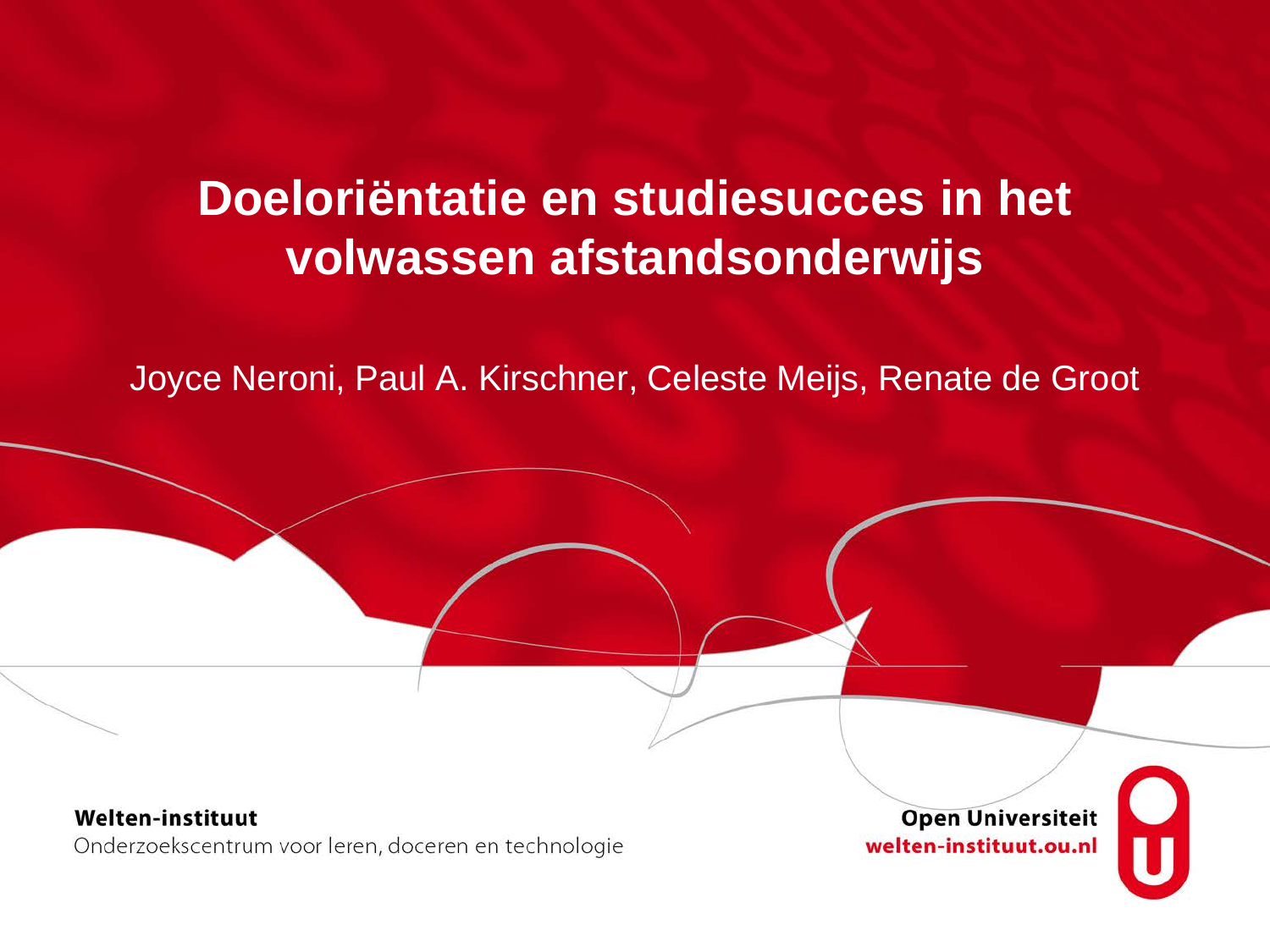# Doeloriëntatie en studiesucces in het volwassen afstandsonderwijs

Joyce Neroni, Paul A. Kirschner, Celeste Meijs, Renate de Groot

**Welten-instituut**
Onderzoekscentrum voor leren, doceren en technologie

**Open Universiteit**
welten-instituut.ou.nl